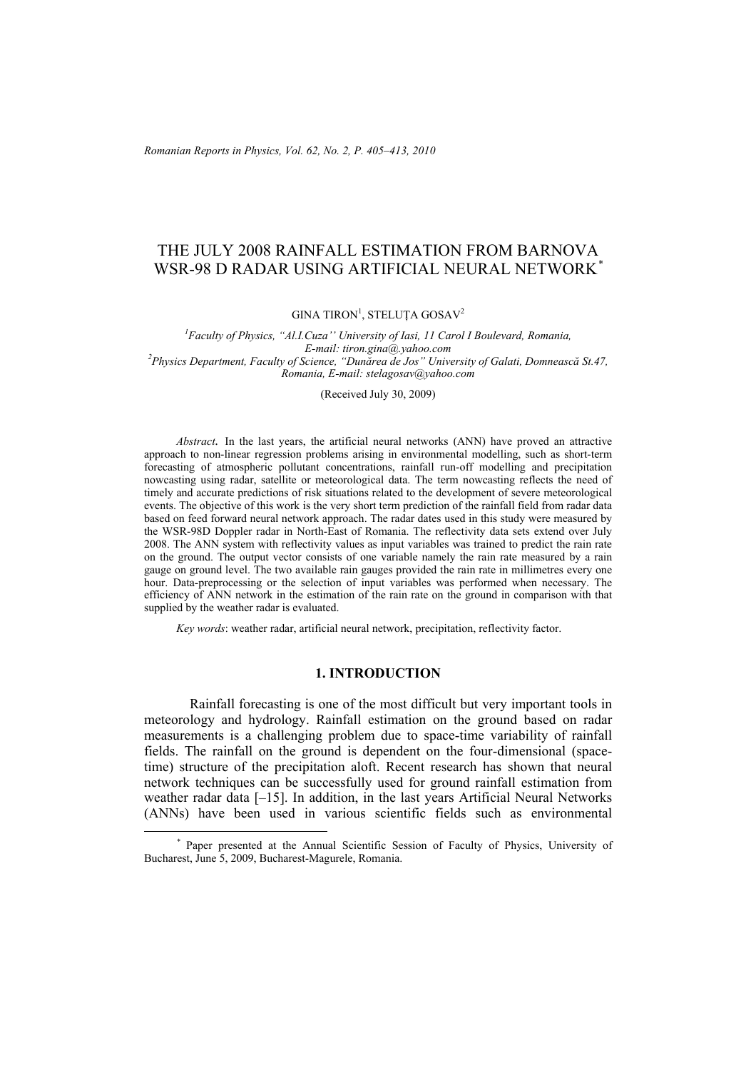# THE JULY 2008 RAINFALL ESTIMATION FROM BARNOVA WSR-98 D RADAR USING ARTIFICIAL NEURAL NETWORK*

GINA TIRON[1], STELUȚA GOSAV[2]

[1]*Faculty of Physics, "Al.I.Cuza'' University of Iasi, 11 Carol I Boulevard, Romania, E-mail: tiron.gina@.yahoo.com*
[2]*Physics Department, Faculty of Science, "Dunărea de Jos" University of Galati, Domnească St.47, Romania, E-mail: stelagosav@yahoo.com*

(Received July 30, 2009)

*Abstract*. In the last years, the artificial neural networks (ANN) have proved an attractive approach to non-linear regression problems arising in environmental modelling, such as short-term forecasting of atmospheric pollutant concentrations, rainfall run-off modelling and precipitation nowcasting using radar, satellite or meteorological data. The term nowcasting reflects the need of timely and accurate predictions of risk situations related to the development of severe meteorological events. The objective of this work is the very short term prediction of the rainfall field from radar data based on feed forward neural network approach. The radar dates used in this study were measured by the WSR-98D Doppler radar in North-East of Romania. The reflectivity data sets extend over July 2008. The ANN system with reflectivity values as input variables was trained to predict the rain rate on the ground. The output vector consists of one variable namely the rain rate measured by a rain gauge on ground level. The two available rain gauges provided the rain rate in millimetres every one hour. Data-preprocessing or the selection of input variables was performed when necessary. The efficiency of ANN network in the estimation of the rain rate on the ground in comparison with that supplied by the weather radar is evaluated.

*Key words*: weather radar, artificial neural network, precipitation, reflectivity factor.

## 1. INTRODUCTION

Rainfall forecasting is one of the most difficult but very important tools in meteorology and hydrology. Rainfall estimation on the ground based on radar measurements is a challenging problem due to space-time variability of rainfall fields. The rainfall on the ground is dependent on the four-dimensional (space-time) structure of the precipitation aloft. Recent research has shown that neural network techniques can be successfully used for ground rainfall estimation from weather radar data [–15]. In addition, in the last years Artificial Neural Networks (ANNs) have been used in various scientific fields such as environmental

---

* Paper presented at the Annual Scientific Session of Faculty of Physics, University of Bucharest, June 5, 2009, Bucharest-Magurele, Romania.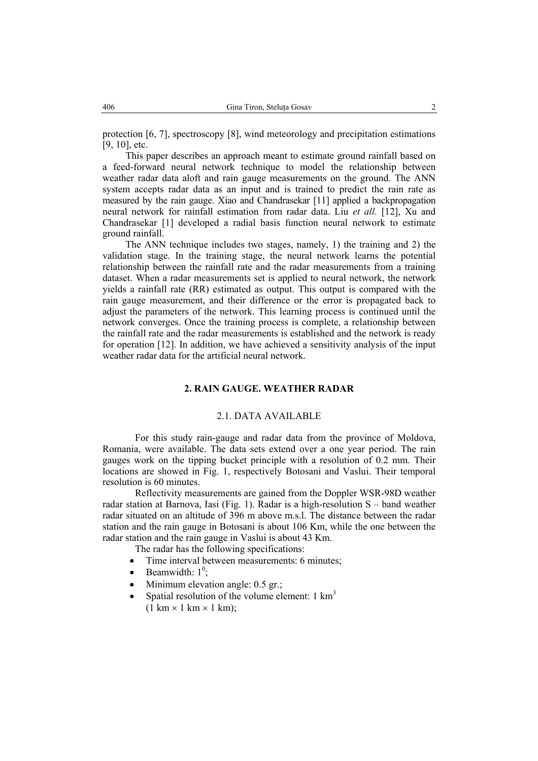protection [6, 7], spectroscopy [8], wind meteorology and precipitation estimations [9, 10], etc.

This paper describes an approach meant to estimate ground rainfall based on a feed-forward neural network technique to model the relationship between weather radar data aloft and rain gauge measurements on the ground. The ANN system accepts radar data as an input and is trained to predict the rain rate as measured by the rain gauge. Xiao and Chandrasekar [11] applied a backpropagation neural network for rainfall estimation from radar data. Liu *et all.* [12], Xu and Chandrasekar [1] developed a radial basis function neural network to estimate ground rainfall.

The ANN technique includes two stages, namely, 1) the training and 2) the validation stage. In the training stage, the neural network learns the potential relationship between the rainfall rate and the radar measurements from a training dataset. When a radar measurements set is applied to neural network, the network yields a rainfall rate (RR) estimated as output. This output is compared with the rain gauge measurement, and their difference or the error is propagated back to adjust the parameters of the network. This learning process is continued until the network converges. Once the training process is complete, a relationship between the rainfall rate and the radar measurements is established and the network is ready for operation [12]. In addition, we have achieved a sensitivity analysis of the input weather radar data for the artificial neural network.

## 2. RAIN GAUGE. WEATHER RADAR

### 2.1. DATA AVAILABLE

For this study rain-gauge and radar data from the province of Moldova, Romania, were available. The data sets extend over a one year period. The rain gauges work on the tipping bucket principle with a resolution of 0.2 mm. Their locations are showed in Fig. 1, respectively Botosani and Vaslui. Their temporal resolution is 60 minutes.

Reflectivity measurements are gained from the Doppler WSR-98D weather radar station at Barnova, Iasi (Fig. 1). Radar is a high-resolution S – band weather radar situated on an altitude of 396 m above m.s.l. The distance between the radar station and the rain gauge in Botosani is about 106 Km, while the one between the radar station and the rain gauge in Vaslui is about 43 Km.

The radar has the following specifications:

- Time interval between measurements: 6 minutes;
- Beamwidth: $1^0$;
- Minimum elevation angle: 0.5 gr.;
- Spatial resolution of the volume element: 1 $km^3$ (1 km × 1 km × 1 km);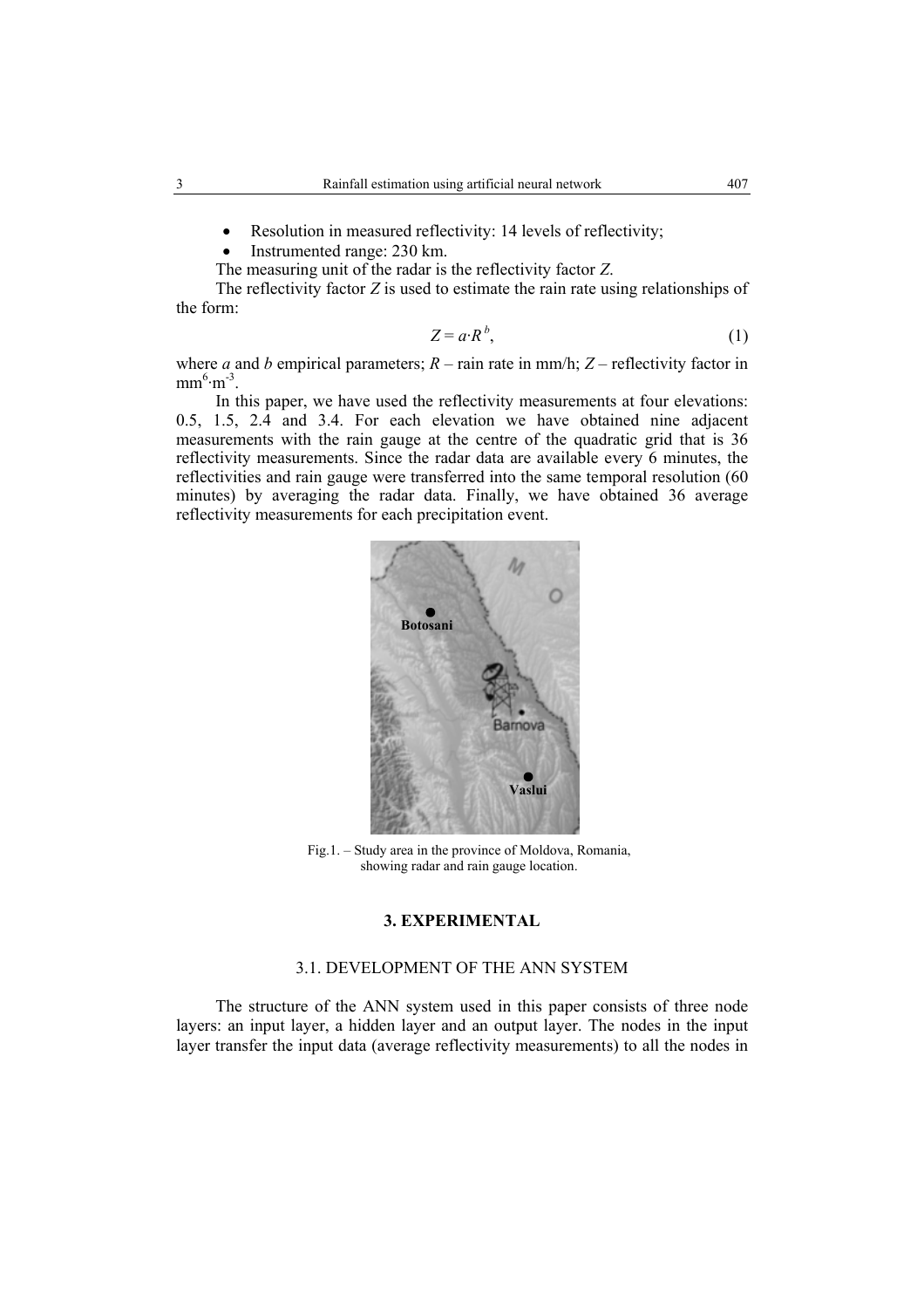- Resolution in measured reflectivity: 14 levels of reflectivity;
- Instrumented range: 230 km.

The measuring unit of the radar is the reflectivity factor $Z$.

The reflectivity factor $Z$ is used to estimate the rain rate using relationships of the form:

$$Z = a \cdot R^{b}, \tag{1}$$

where $a$ and $b$ empirical parameters; $R$ – rain rate in mm/h; $Z$ – reflectivity factor in $mm^6 \cdot m^{-3}$.

In this paper, we have used the reflectivity measurements at four elevations: 0.5, 1.5, 2.4 and 3.4. For each elevation we have obtained nine adjacent measurements with the rain gauge at the centre of the quadratic grid that is 36 reflectivity measurements. Since the radar data are available every 6 minutes, the reflectivities and rain gauge were transferred into the same temporal resolution (60 minutes) by averaging the radar data. Finally, we have obtained 36 average reflectivity measurements for each precipitation event.

Fig.1. – Study area in the province of Moldova, Romania, showing radar and rain gauge location.

## 3. EXPERIMENTAL

### 3.1. DEVELOPMENT OF THE ANN SYSTEM

The structure of the ANN system used in this paper consists of three node layers: an input layer, a hidden layer and an output layer. The nodes in the input layer transfer the input data (average reflectivity measurements) to all the nodes in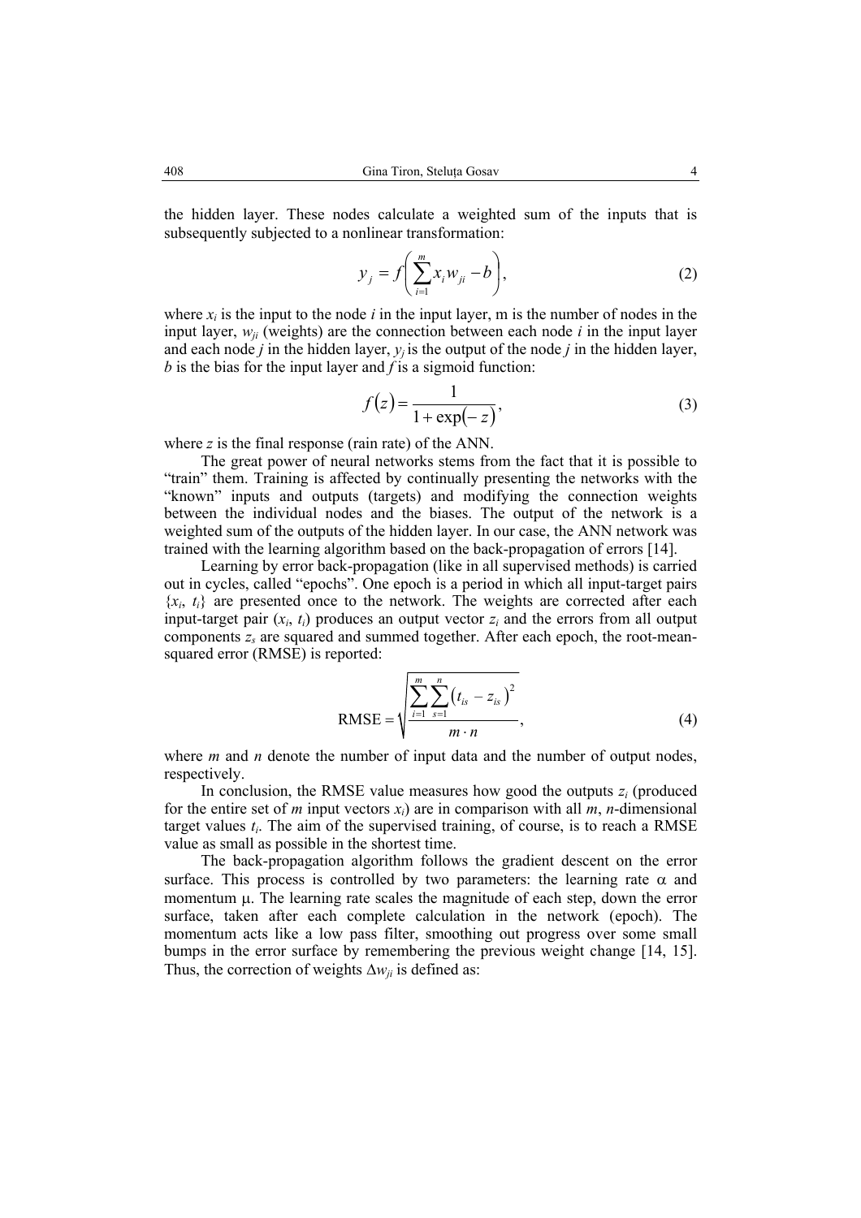the hidden layer. These nodes calculate a weighted sum of the inputs that is subsequently subjected to a nonlinear transformation:

$$y_j = f\left(\sum_{i=1}^{m} x_i w_{ji} - b\right), \tag{2}$$

where $x_i$ is the input to the node $i$ in the input layer, m is the number of nodes in the input layer, $w_{ji}$ (weights) are the connection between each node $i$ in the input layer and each node $j$ in the hidden layer, $y_j$ is the output of the node $j$ in the hidden layer, $b$ is the bias for the input layer and $f$ is a sigmoid function:

$$f(z) = \frac{1}{1+\exp(-z)}, \tag{3}$$

where $z$ is the final response (rain rate) of the ANN.

The great power of neural networks stems from the fact that it is possible to "train" them. Training is affected by continually presenting the networks with the "known" inputs and outputs (targets) and modifying the connection weights between the individual nodes and the biases. The output of the network is a weighted sum of the outputs of the hidden layer. In our case, the ANN network was trained with the learning algorithm based on the back-propagation of errors [14].

Learning by error back-propagation (like in all supervised methods) is carried out in cycles, called "epochs". One epoch is a period in which all input-target pairs $\{x_i,\ t_i\}$ are presented once to the network. The weights are corrected after each input-target pair $(x_i,\ t_i)$ produces an output vector $z_i$ and the errors from all output components $z_s$ are squared and summed together. After each epoch, the root-mean-squared error (RMSE) is reported:

$$\text{RMSE} = \sqrt{\frac{\sum_{i=1}^{m}\sum_{s=1}^{n}\left(t_{is} - z_{is}\right)^2}{m \cdot n}}, \tag{4}$$

where $m$ and $n$ denote the number of input data and the number of output nodes, respectively.

In conclusion, the RMSE value measures how good the outputs $z_i$ (produced for the entire set of $m$ input vectors $x_i$) are in comparison with all $m$, $n$-dimensional target values $t_i$. The aim of the supervised training, of course, is to reach a RMSE value as small as possible in the shortest time.

The back-propagation algorithm follows the gradient descent on the error surface. This process is controlled by two parameters: the learning rate $\alpha$ and momentum $\mu$. The learning rate scales the magnitude of each step, down the error surface, taken after each complete calculation in the network (epoch). The momentum acts like a low pass filter, smoothing out progress over some small bumps in the error surface by remembering the previous weight change [14, 15]. Thus, the correction of weights $\Delta w_{ji}$ is defined as: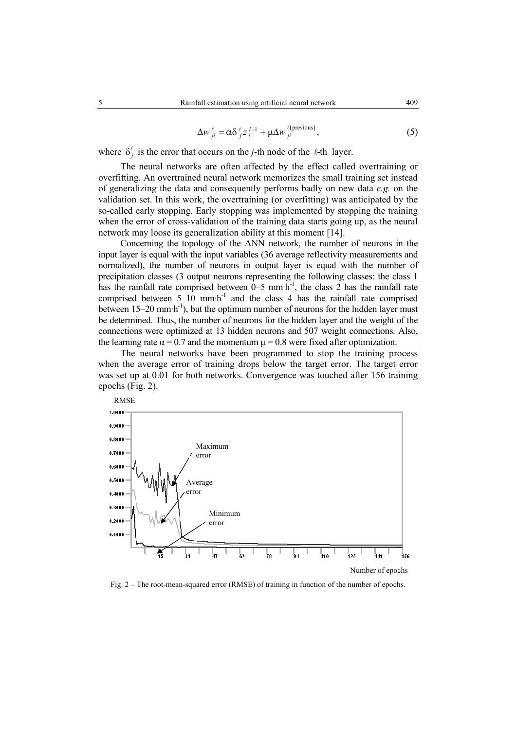$$\Delta w_{ji}^{\ell} = \alpha \delta_j^{\ell} z_i^{l-1} + \mu \Delta w_{ji}^{\ell(\text{previous})}, \tag{5}$$

where $\delta_j^{\ell}$ is the error that occurs on the *j*-th node of the $\ell$-th layer.

The neural networks are often affected by the effect called overtraining or overfitting. An overtrained neural network memorizes the small training set instead of generalizing the data and consequently performs badly on new data *e.g.* on the validation set. In this work, the overtraining (or overfitting) was anticipated by the so-called early stopping. Early stopping was implemented by stopping the training when the error of cross-validation of the training data starts going up, as the neural network may loose its generalization ability at this moment [14].

Concerning the topology of the ANN network, the number of neurons in the input layer is equal with the input variables (36 average reflectivity measurements and normalized), the number of neurons in output layer is equal with the number of precipitation classes (3 output neurons representing the following classes: the class 1 has the rainfall rate comprised between 0–5 mm·h$^{-1}$, the class 2 has the rainfall rate comprised between 5–10 mm·h$^{-1}$ and the class 4 has the rainfall rate comprised between 15–20 mm·h$^{-1}$), but the optimum number of neurons for the hidden layer must be determined. Thus, the number of neurons for the hidden layer and the weight of the connections were optimized at 13 hidden neurons and 507 weight connections. Also, the learning rate $\alpha = 0.7$ and the momentum $\mu = 0.8$ were fixed after optimization.

The neural networks have been programmed to stop the training process when the average error of training drops below the target error. The target error was set up at 0.01 for both networks. Convergence was touched after 156 training epochs (Fig. 2).

Fig. 2 – The root-mean-squared error (RMSE) of training in function of the number of epochs.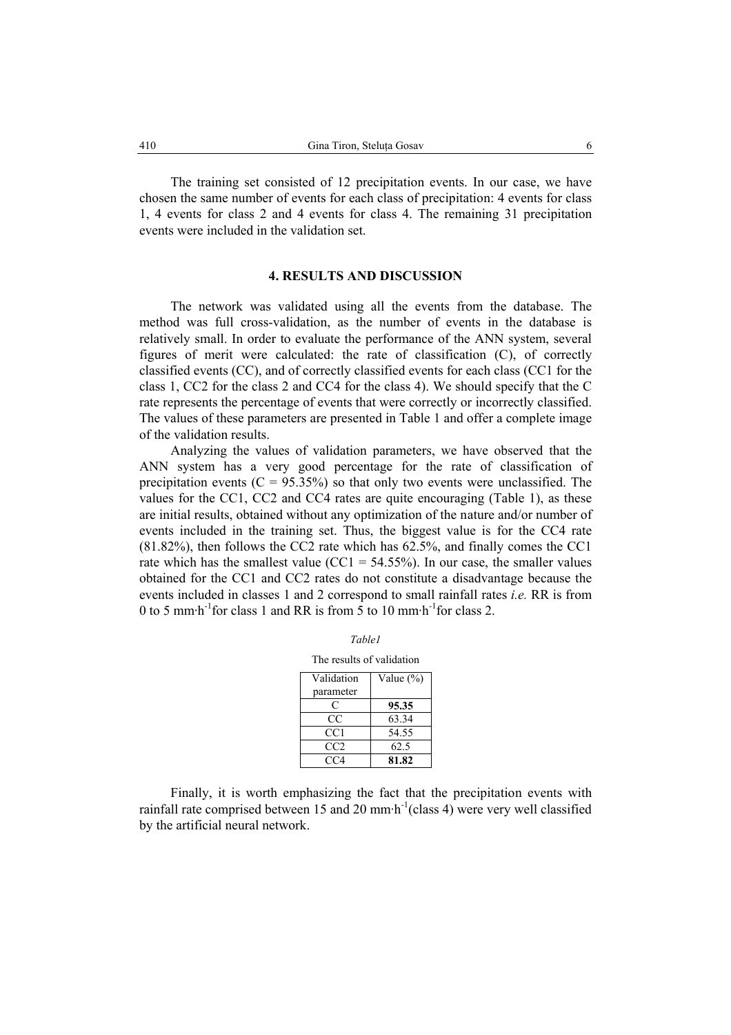The training set consisted of 12 precipitation events. In our case, we have chosen the same number of events for each class of precipitation: 4 events for class 1, 4 events for class 2 and 4 events for class 4. The remaining 31 precipitation events were included in the validation set.

## 4. RESULTS AND DISCUSSION

The network was validated using all the events from the database. The method was full cross-validation, as the number of events in the database is relatively small. In order to evaluate the performance of the ANN system, several figures of merit were calculated: the rate of classification (C), of correctly classified events (CC), and of correctly classified events for each class (CC1 for the class 1, CC2 for the class 2 and CC4 for the class 4). We should specify that the C rate represents the percentage of events that were correctly or incorrectly classified. The values of these parameters are presented in Table 1 and offer a complete image of the validation results.

Analyzing the values of validation parameters, we have observed that the ANN system has a very good percentage for the rate of classification of precipitation events (C = 95.35%) so that only two events were unclassified. The values for the CC1, CC2 and CC4 rates are quite encouraging (Table 1), as these are initial results, obtained without any optimization of the nature and/or number of events included in the training set. Thus, the biggest value is for the CC4 rate (81.82%), then follows the CC2 rate which has 62.5%, and finally comes the CC1 rate which has the smallest value (CC1 = 54.55%). In our case, the smaller values obtained for the CC1 and CC2 rates do not constitute a disadvantage because the events included in classes 1 and 2 correspond to small rainfall rates *i.e.* RR is from 0 to 5 $mm \cdot h^{-1}$ for class 1 and RR is from 5 to 10 $mm \cdot h^{-1}$ for class 2.

*Table1*

The results of validation

| Validation parameter | Value (%) |
|---|---|
| C | **95.35** |
| CC | 63.34 |
| CC1 | 54.55 |
| CC2 | 62.5 |
| CC4 | **81.82** |

Finally, it is worth emphasizing the fact that the precipitation events with rainfall rate comprised between 15 and 20 $mm \cdot h^{-1}$ (class 4) were very well classified by the artificial neural network.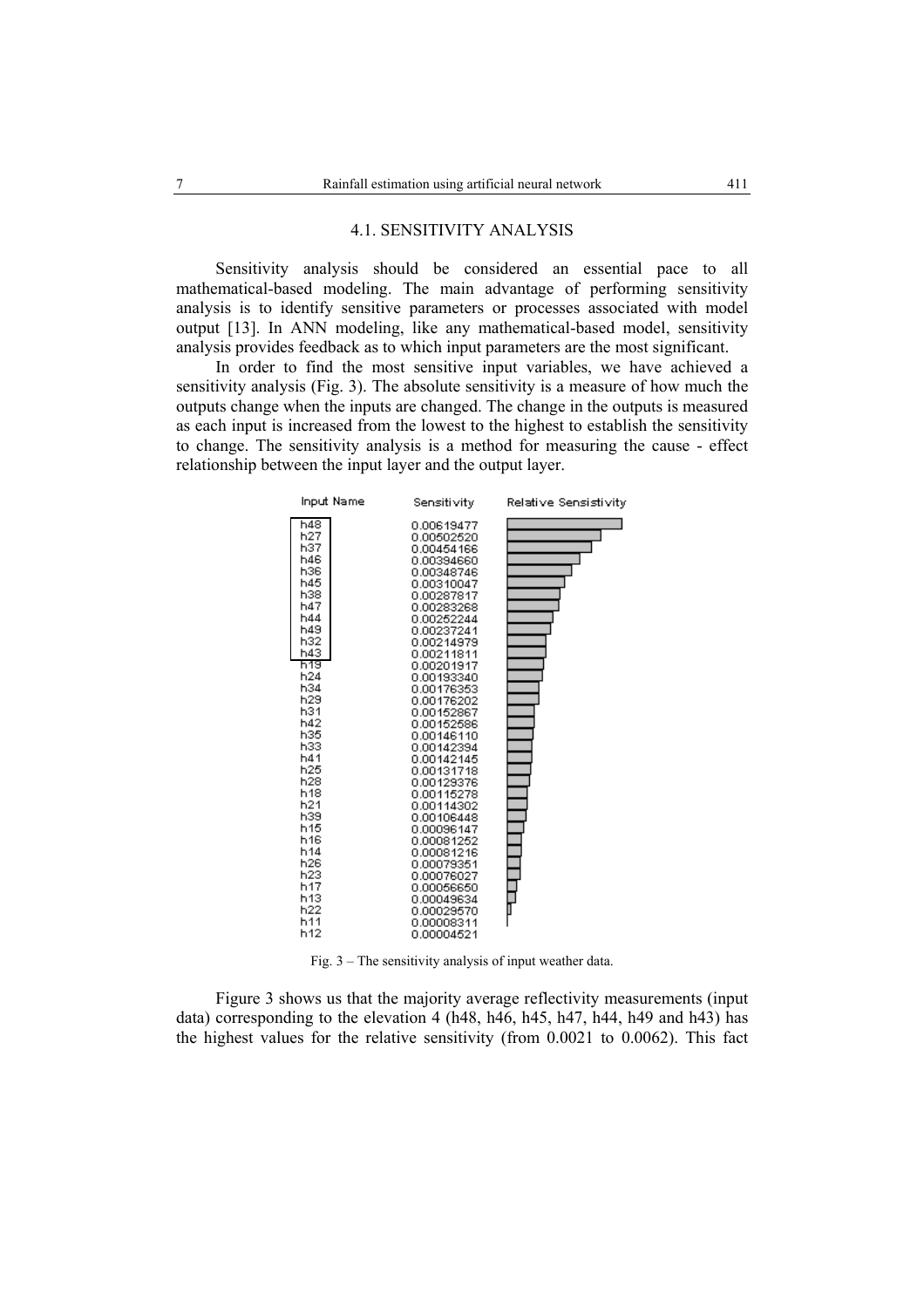### 4.1. SENSITIVITY ANALYSIS

Sensitivity analysis should be considered an essential pace to all mathematical-based modeling. The main advantage of performing sensitivity analysis is to identify sensitive parameters or processes associated with model output [13]. In ANN modeling, like any mathematical-based model, sensitivity analysis provides feedback as to which input parameters are the most significant.

In order to find the most sensitive input variables, we have achieved a sensitivity analysis (Fig. 3). The absolute sensitivity is a measure of how much the outputs change when the inputs are changed. The change in the outputs is measured as each input is increased from the lowest to the highest to establish the sensitivity to change. The sensitivity analysis is a method for measuring the cause - effect relationship between the input layer and the output layer.

| Input Name | Sensitivity | Relative Sensistivity |
|---|---|---|
| h48 | 0.00619477 | |
| h27 | 0.00502520 | |
| h37 | 0.00454166 | |
| h46 | 0.00394660 | |
| h36 | 0.00348746 | |
| h45 | 0.00310047 | |
| h38 | 0.00287817 | |
| h47 | 0.00283268 | |
| h44 | 0.00252244 | |
| h49 | 0.00237241 | |
| h32 | 0.00214979 | |
| h43 | 0.00211811 | |
| h19 | 0.00201917 | |
| h24 | 0.00193340 | |
| h34 | 0.00176353 | |
| h29 | 0.00176202 | |
| h31 | 0.00152867 | |
| h42 | 0.00152586 | |
| h35 | 0.00146110 | |
| h33 | 0.00142394 | |
| h41 | 0.00142145 | |
| h25 | 0.00131718 | |
| h28 | 0.00129376 | |
| h18 | 0.00115278 | |
| h21 | 0.00114302 | |
| h39 | 0.00106448 | |
| h15 | 0.00096147 | |
| h16 | 0.00081252 | |
| h14 | 0.00081216 | |
| h26 | 0.00079351 | |
| h23 | 0.00076027 | |
| h17 | 0.00056650 | |
| h13 | 0.00049634 | |
| h22 | 0.00029570 | |
| h11 | 0.00008311 | |
| h12 | 0.00004521 | |

Fig. 3 – The sensitivity analysis of input weather data.

Figure 3 shows us that the majority average reflectivity measurements (input data) corresponding to the elevation 4 (h48, h46, h45, h47, h44, h49 and h43) has the highest values for the relative sensitivity (from 0.0021 to 0.0062). This fact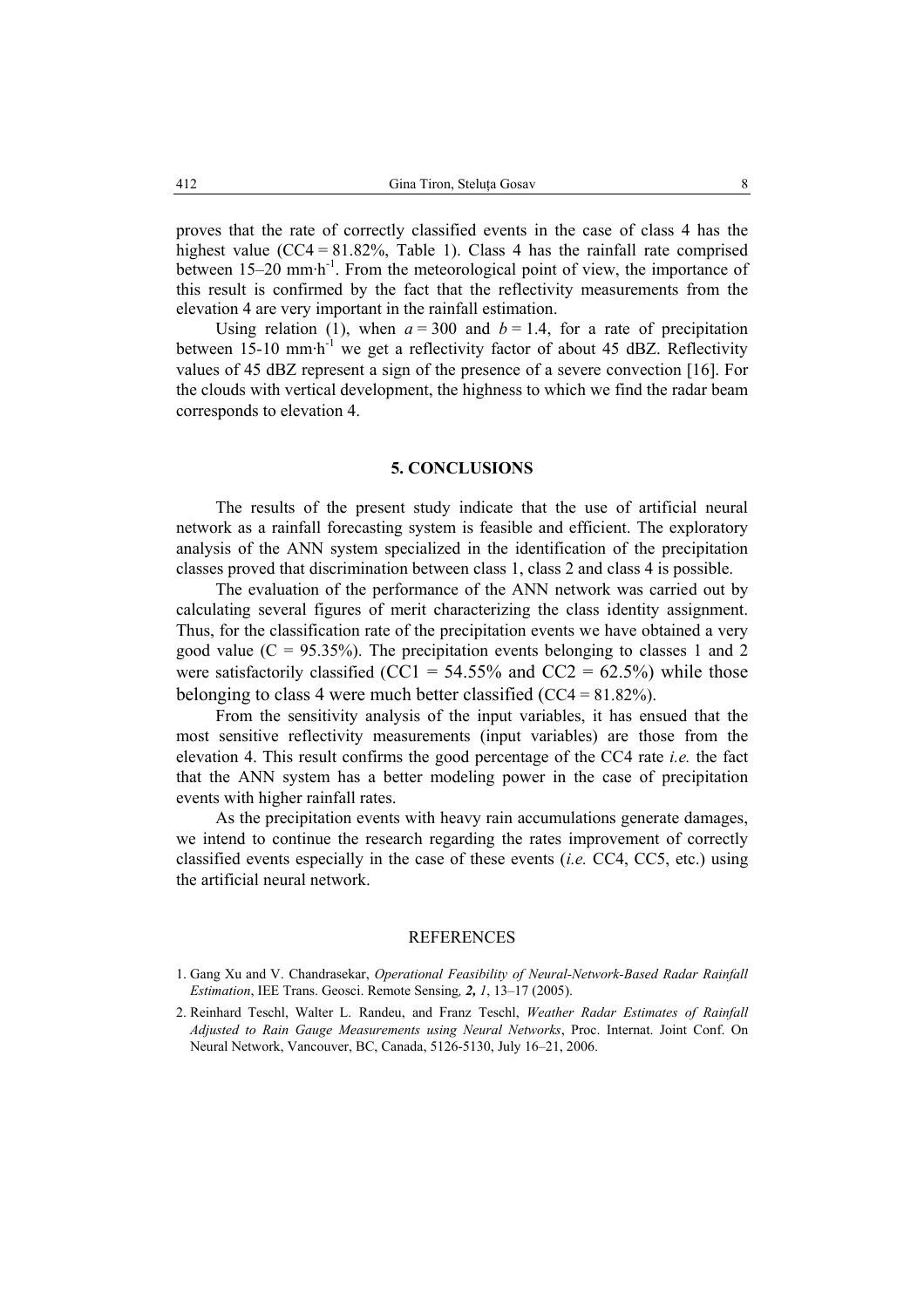proves that the rate of correctly classified events in the case of class 4 has the highest value (CC4 = 81.82%, Table 1). Class 4 has the rainfall rate comprised between 15–20 mm·h$^{-1}$. From the meteorological point of view, the importance of this result is confirmed by the fact that the reflectivity measurements from the elevation 4 are very important in the rainfall estimation.

Using relation (1), when $a = 300$ and $b = 1.4$, for a rate of precipitation between 15-10 mm·h$^{-1}$ we get a reflectivity factor of about 45 dBZ. Reflectivity values of 45 dBZ represent a sign of the presence of a severe convection [16]. For the clouds with vertical development, the highness to which we find the radar beam corresponds to elevation 4.

## 5. CONCLUSIONS

The results of the present study indicate that the use of artificial neural network as a rainfall forecasting system is feasible and efficient. The exploratory analysis of the ANN system specialized in the identification of the precipitation classes proved that discrimination between class 1, class 2 and class 4 is possible.

The evaluation of the performance of the ANN network was carried out by calculating several figures of merit characterizing the class identity assignment. Thus, for the classification rate of the precipitation events we have obtained a very good value (C = 95.35%). The precipitation events belonging to classes 1 and 2 were satisfactorily classified (CC1 = 54.55% and CC2 = 62.5%) while those belonging to class 4 were much better classified (CC4 = 81.82%).

From the sensitivity analysis of the input variables, it has ensued that the most sensitive reflectivity measurements (input variables) are those from the elevation 4. This result confirms the good percentage of the CC4 rate *i.e.* the fact that the ANN system has a better modeling power in the case of precipitation events with higher rainfall rates.

As the precipitation events with heavy rain accumulations generate damages, we intend to continue the research regarding the rates improvement of correctly classified events especially in the case of these events (*i.e.* CC4, CC5, etc.) using the artificial neural network.

## REFERENCES

1. Gang Xu and V. Chandrasekar, *Operational Feasibility of Neural-Network-Based Radar Rainfall Estimation*, IEE Trans. Geosci. Remote Sensing, ***2,*** *1*, 13–17 (2005).
2. Reinhard Teschl, Walter L. Randeu, and Franz Teschl, *Weather Radar Estimates of Rainfall Adjusted to Rain Gauge Measurements using Neural Networks*, Proc. Internat. Joint Conf. On Neural Network, Vancouver, BC, Canada, 5126-5130, July 16–21, 2006.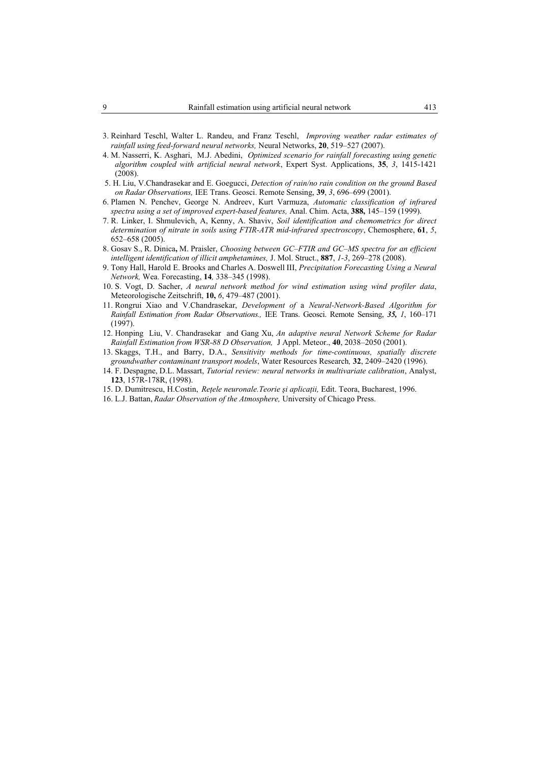3. Reinhard Teschl, Walter L. Randeu, and Franz Teschl, *Improving weather radar estimates of rainfall using feed-forward neural networks,* Neural Networks, **20**, 519–527 (2007).
4. M. Nasserri, K. Asghari, M.J. Abedini, *Optimized scenario for rainfall forecasting using genetic algorithm coupled with artificial neural network*, Expert Syst. Applications, **35**, *3*, 1415-1421 (2008).
5. H. Liu, V.Chandrasekar and E. Goegucci, *Detection of rain/no rain condition on the ground Based on Radar Observations,* IEE Trans. Geosci. Remote Sensing, **39**, *3*, 696–699 (2001).
6. Plamen N. Penchev, George N. Andreev, Kurt Varmuza, *Automatic classification of infrared spectra using a set of improved expert-based features,* Anal. Chim. Acta, **388,** 145–159 (1999).
7. R. Linker, I. Shmulevich, A, Kenny, A. Shaviv, *Soil identification and chemometrics for direct determination of nitrate in soils using FTIR-ATR mid-infrared spectroscopy*, Chemosphere, **61**, *5*, 652–658 (2005).
8. Gosav S., R. Dinica**,** M. Praisler, *Choosing between GC–FTIR and GC–MS spectra for an efficient intelligent identification of illicit amphetamines,* J. Mol. Struct., **887**, *1-3*, 269–278 (2008).
9. Tony Hall, Harold E. Brooks and Charles A. Doswell III, *Precipitation Forecasting Using a Neural Network,* Wea. Forecasting, **14***,* 338–345 (1998).
10. S. Vogt, D. Sacher, *A neural network method for wind estimation using wind profiler data*, Meteorologische Zeitschrift, **10,** *6*, 479–487 (2001).
11. Rongrui Xiao and V.Chandrasekar, *Development of* a *Neural-Network-Based Algorithm for Rainfall Estimation from Radar Observations.,* IEE Trans. Geosci. Remote Sensing, ***35,*** *1*, 160–171 (1997).
12. Honping Liu, V. Chandrasekar and Gang Xu, *An adaptive neural Network Scheme for Radar Rainfall Estimation from WSR-88 D Observation,* J Appl. Meteor., **40**, 2038–2050 (2001).
13. Skaggs, T.H., and Barry, D.A., *Sensitivity methods for time-continuous, spatially discrete groundwather contaminant transport models*, Water Resources Research*,* **32**, 2409–2420 (1996).
14. F. Despagne, D.L. Massart, *Tutorial review: neural networks in multivariate calibration*, Analyst, **123**, 157R-178R, (1998).
15. D. Dumitrescu, H.Costin, *Reţele neuronale.Teorie şi aplicaţii,* Edit. Teora, Bucharest, 1996.
16. L.J. Battan, *Radar Observation of the Atmosphere,* University of Chicago Press.